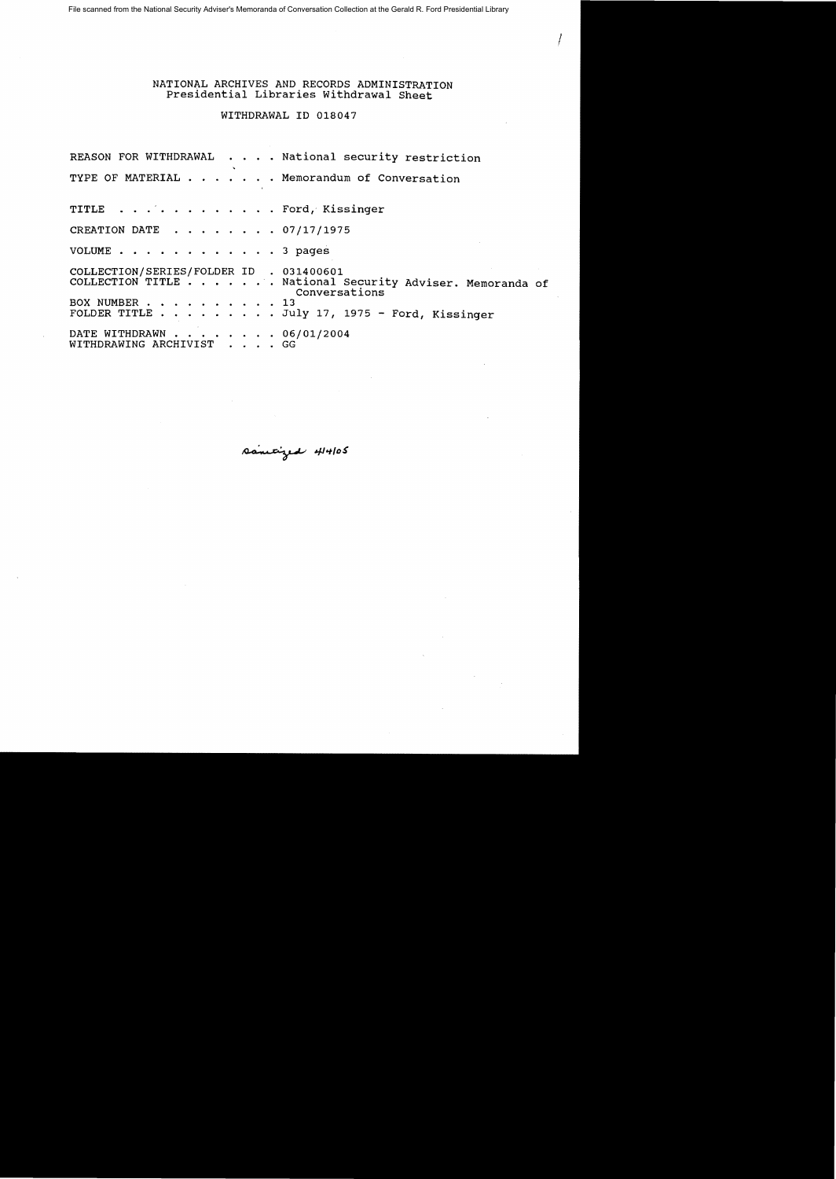File scanned from the National Security Adviser's Memoranda of Conversation Collection at the Gerald R. Ford Presidential Library

# NATIONAL ARCHIVES AND RECORDS ADMINISTRATION
## Presidential Libraries Withdrawal Sheet

### WITHDRAWAL ID 018047

REASON FOR WITHDRAWAL . . . . National security restriction

TYPE OF MATERIAL . . . . . . . Memorandum of Conversation

TITLE . . . . . . . . . . . . Ford, Kissinger

CREATION DATE . . . . . . . . 07/17/1975

VOLUME . . . . . . . . . . . . 3 pages

COLLECTION/SERIES/FOLDER ID . 031400601
COLLECTION TITLE . . . . . . . National Security Adviser. Memoranda of Conversations
BOX NUMBER . . . . . . . . . . 13
FOLDER TITLE . . . . . . . . . July 17, 1975 - Ford, Kissinger

DATE WITHDRAWN . . . . . . . . 06/01/2004
WITHDRAWING ARCHIVIST . . . . GG

*Sanitized 4/14/05*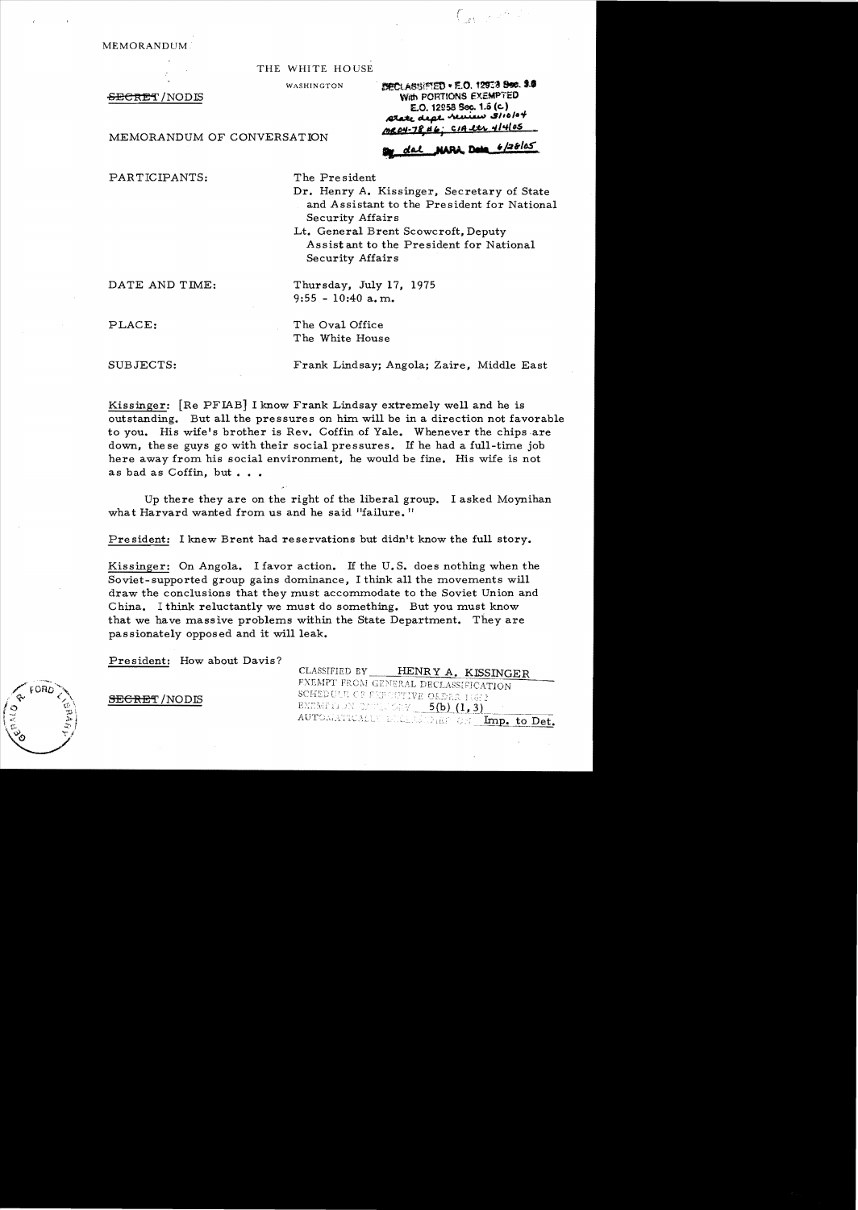MEMORANDUM

THE WHITE HOUSE

WASHINGTON

~~SECRET~~/NODIS

DECLASSIFIED • E.O. 12958 Sec. 3.6
With PORTIONS EXEMPTED
E.O. 12958 Sec. 1.5 (c)
State dept review 3/10/04
MR04-78 #6; CIA ltr 4/4/05
By dal NARA, Date 6/28/05

MEMORANDUM OF CONVERSATION

PARTICIPANTS:

The President
Dr. Henry A. Kissinger, Secretary of State and Assistant to the President for National Security Affairs
Lt. General Brent Scowcroft, Deputy Assistant to the President for National Security Affairs

DATE AND TIME:

Thursday, July 17, 1975
9:55 - 10:40 a.m.

PLACE:

The Oval Office
The White House

SUBJECTS:

Frank Lindsay; Angola; Zaire, Middle East

Kissinger: [Re PFIAB] I know Frank Lindsay extremely well and he is outstanding. But all the pressures on him will be in a direction not favorable to you. His wife's brother is Rev. Coffin of Yale. Whenever the chips are down, these guys go with their social pressures. If he had a full-time job here away from his social environment, he would be fine. His wife is not as bad as Coffin, but . . .

Up there they are on the right of the liberal group. I asked Moynihan what Harvard wanted from us and he said "failure."

President: I knew Brent had reservations but didn't know the full story.

Kissinger: On Angola. I favor action. If the U.S. does nothing when the Soviet-supported group gains dominance, I think all the movements will draw the conclusions that they must accommodate to the Soviet Union and China. I think reluctantly we must do something. But you must know that we have massive problems within the State Department. They are passionately opposed and it will leak.

President: How about Davis?

~~SECRET~~/NODIS

CLASSIFIED BY HENRY A. KISSINGER
EXEMPT FROM GENERAL DECLASSIFICATION
SCHEDULE OF EXECUTIVE ORDER 11652
EXEMPTION CATEGORY 5(b) (1, 3)
AUTOMATICALLY DECLASSIFIED ON Imp. to Det.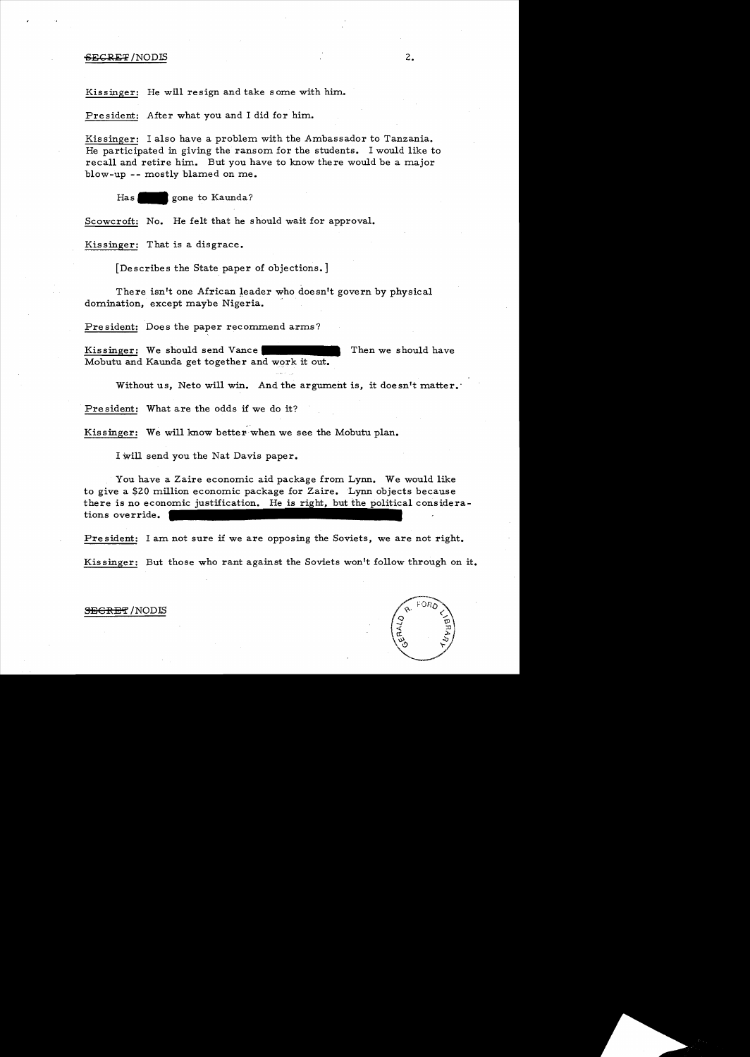Kissinger: He will resign and take some with him.

President: After what you and I did for him.

Kissinger: I also have a problem with the Ambassador to Tanzania. He participated in giving the ransom for the students. I would like to recall and retire him. But you have to know there would be a major blow-up -- mostly blamed on me.

Has ████ gone to Kaunda?

Scowcroft: No. He felt that he should wait for approval.

Kissinger: That is a disgrace.

[Describes the State paper of objections.]

There isn't one African leader who doesn't govern by physical domination, except maybe Nigeria.

President: Does the paper recommend arms?

Kissinger: We should send Vance ████████ Then we should have Mobutu and Kaunda get together and work it out.

Without us, Neto will win. And the argument is, it doesn't matter.

President: What are the odds if we do it?

Kissinger: We will know better when we see the Mobutu plan.

I will send you the Nat Davis paper.

You have a Zaire economic aid package from Lynn. We would like to give a $20 million economic package for Zaire. Lynn objects because there is no economic justification. He is right, but the political considerations override. ████████████████

President: I am not sure if we are opposing the Soviets, we are not right.

Kissinger: But those who rant against the Soviets won't follow through on it.

SECRET/NODIS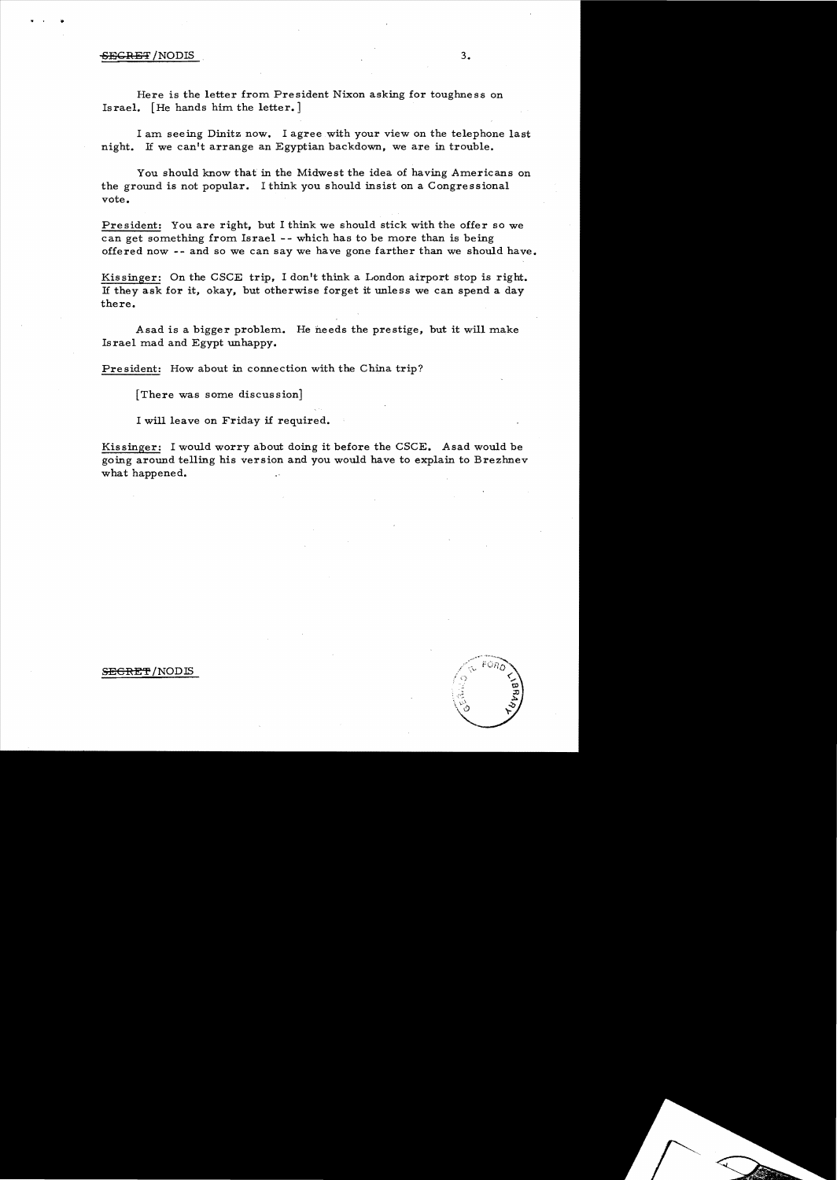Here is the letter from President Nixon asking for toughness on Israel. [He hands him the letter.]

I am seeing Dinitz now. I agree with your view on the telephone last night. If we can't arrange an Egyptian backdown, we are in trouble.

You should know that in the Midwest the idea of having Americans on the ground is not popular. I think you should insist on a Congressional vote.

President: You are right, but I think we should stick with the offer so we can get something from Israel -- which has to be more than is being offered now -- and so we can say we have gone farther than we should have.

Kissinger: On the CSCE trip, I don't think a London airport stop is right. If they ask for it, okay, but otherwise forget it unless we can spend a day there.

Asad is a bigger problem. He needs the prestige, but it will make Israel mad and Egypt unhappy.

President: How about in connection with the China trip?

[There was some discussion]

I will leave on Friday if required.

Kissinger: I would worry about doing it before the CSCE. Asad would be going around telling his version and you would have to explain to Brezhnev what happened.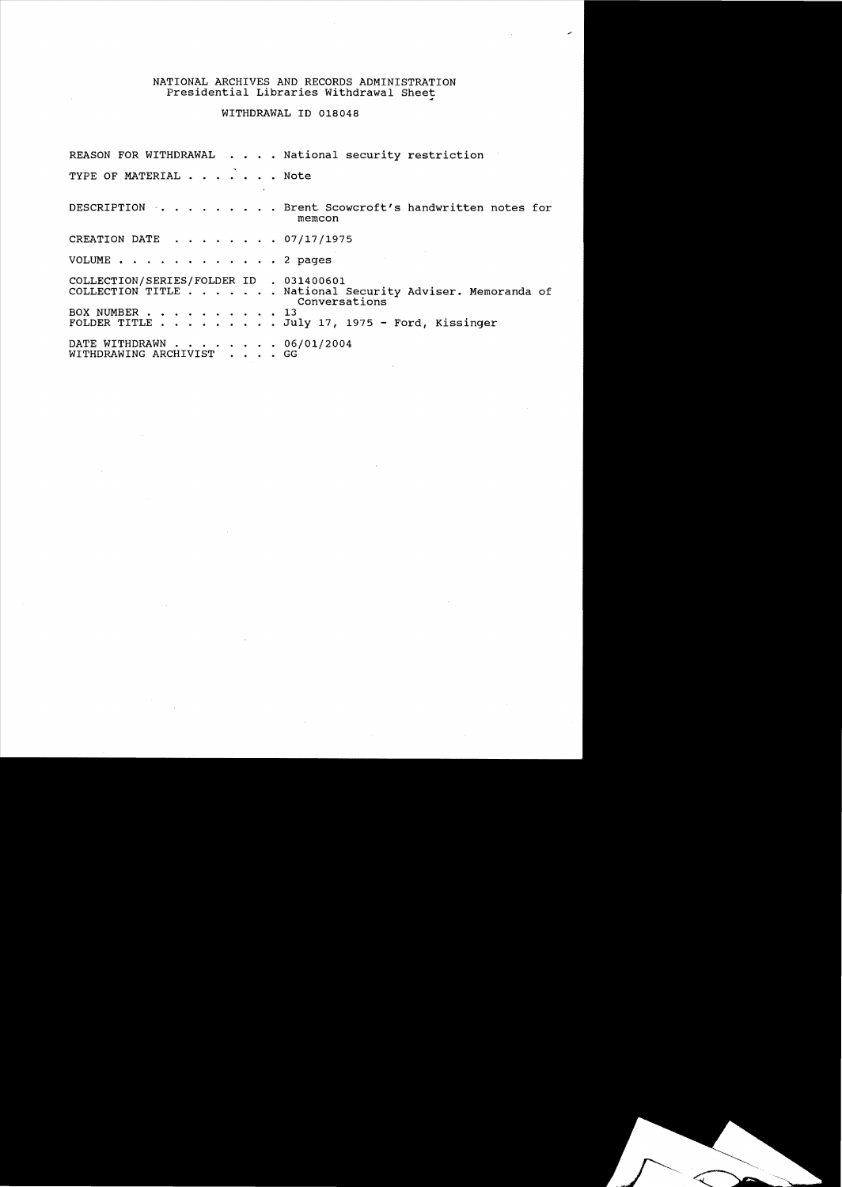NATIONAL ARCHIVES AND RECORDS ADMINISTRATION
Presidential Libraries Withdrawal Sheet

WITHDRAWAL ID 018048

| | |
|---|---|
| REASON FOR WITHDRAWAL . . . . | National security restriction |
| TYPE OF MATERIAL . . . . . . . | Note |
| DESCRIPTION . . . . . . . . . | Brent Scowcroft's handwritten notes for memcon |
| CREATION DATE . . . . . . . . | 07/17/1975 |
| VOLUME . . . . . . . . . . . . | 2 pages |
| COLLECTION/SERIES/FOLDER ID . | 031400601 |
| COLLECTION TITLE . . . . . . . | National Security Adviser. Memoranda of Conversations |
| BOX NUMBER . . . . . . . . . . | 13 |
| FOLDER TITLE . . . . . . . . . | July 17, 1975 - Ford, Kissinger |
| DATE WITHDRAWN . . . . . . . . | 06/01/2004 |
| WITHDRAWING ARCHIVIST . . . . | GG |